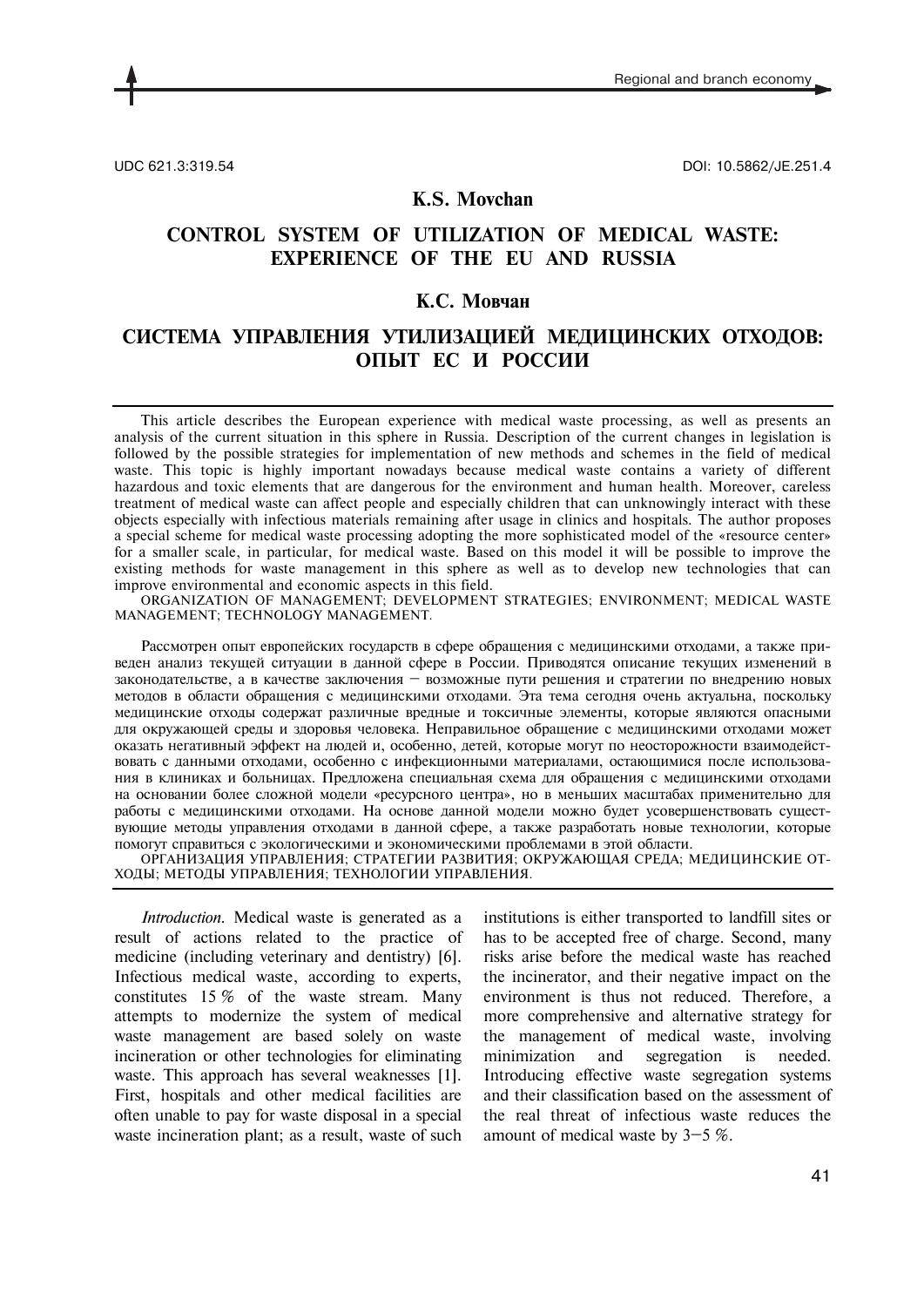UDC 621.3:319.54

DOI: 10.5862/JE.251.4

**K.S. Movchan**

# CONTROL SYSTEM OF UTILIZATION OF MEDICAL WASTE: EXPERIENCE OF THE EU AND RUSSIA

**К.С. Мовчан**

# СИСТЕМА УПРАВЛЕНИЯ УТИЛИЗАЦИЕЙ МЕДИЦИНСКИХ ОТХОДОВ: ОПЫТ ЕС И РОССИИ

This article describes the European experience with medical waste processing, as well as presents an analysis of the current situation in this sphere in Russia. Description of the current changes in legislation is followed by the possible strategies for implementation of new methods and schemes in the field of medical waste. This topic is highly important nowadays because medical waste contains a variety of different hazardous and toxic elements that are dangerous for the environment and human health. Moreover, careless treatment of medical waste can affect people and especially children that can unknowingly interact with these objects especially with infectious materials remaining after usage in clinics and hospitals. The author proposes a special scheme for medical waste processing adopting the more sophisticated model of the «resource center» for a smaller scale, in particular, for medical waste. Based on this model it will be possible to improve the existing methods for waste management in this sphere as well as to develop new technologies that can improve environmental and economic aspects in this field.

ORGANIZATION OF MANAGEMENT; DEVELOPMENT STRATEGIES; ENVIRONMENT; MEDICAL WASTE MANAGEMENT; TECHNOLOGY MANAGEMENT.

Рассмотрен опыт европейских государств в сфере обращения с медицинскими отходами, а также приведен анализ текущей ситуации в данной сфере в России. Приводятся описание текущих изменений в законодательстве, а в качестве заключения – возможные пути решения и стратегии по внедрению новых методов в области обращения с медицинскими отходами. Эта тема сегодня очень актуальна, поскольку медицинские отходы содержат различные вредные и токсичные элементы, которые являются опасными для окружающей среды и здоровья человека. Неправильное обращение с медицинскими отходами может оказать негативный эффект на людей и, особенно, детей, которые могут по неосторожности взаимодействовать с данными отходами, особенно с инфекционными материалами, остающимися после использования в клиниках и больницах. Предложена специальная схема для обращения с медицинскими отходами на основании более сложной модели «ресурсного центра», но в меньших масштабах применительно для работы с медицинскими отходами. На основе данной модели можно будет усовершенствовать существующие методы управления отходами в данной сфере, а также разработать новые технологии, которые помогут справиться с экологическими и экономическими проблемами в этой области.

ОРГАНИЗАЦИЯ УПРАВЛЕНИЯ; СТРАТЕГИИ РАЗВИТИЯ; ОКРУЖАЮЩАЯ СРЕДА; МЕДИЦИНСКИЕ ОТХОДЫ; МЕТОДЫ УПРАВЛЕНИЯ; ТЕХНОЛОГИИ УПРАВЛЕНИЯ.

*Introduction.* Medical waste is generated as a result of actions related to the practice of medicine (including veterinary and dentistry) [6]. Infectious medical waste, according to experts, constitutes 15 % of the waste stream. Many attempts to modernize the system of medical waste management are based solely on waste incineration or other technologies for eliminating waste. This approach has several weaknesses [1]. First, hospitals and other medical facilities are often unable to pay for waste disposal in a special waste incineration plant; as a result, waste of such institutions is either transported to landfill sites or has to be accepted free of charge. Second, many risks arise before the medical waste has reached the incinerator, and their negative impact on the environment is thus not reduced. Therefore, a more comprehensive and alternative strategy for the management of medical waste, involving minimization and segregation is needed. Introducing effective waste segregation systems and their classification based on the assessment of the real threat of infectious waste reduces the amount of medical waste by 3–5 %.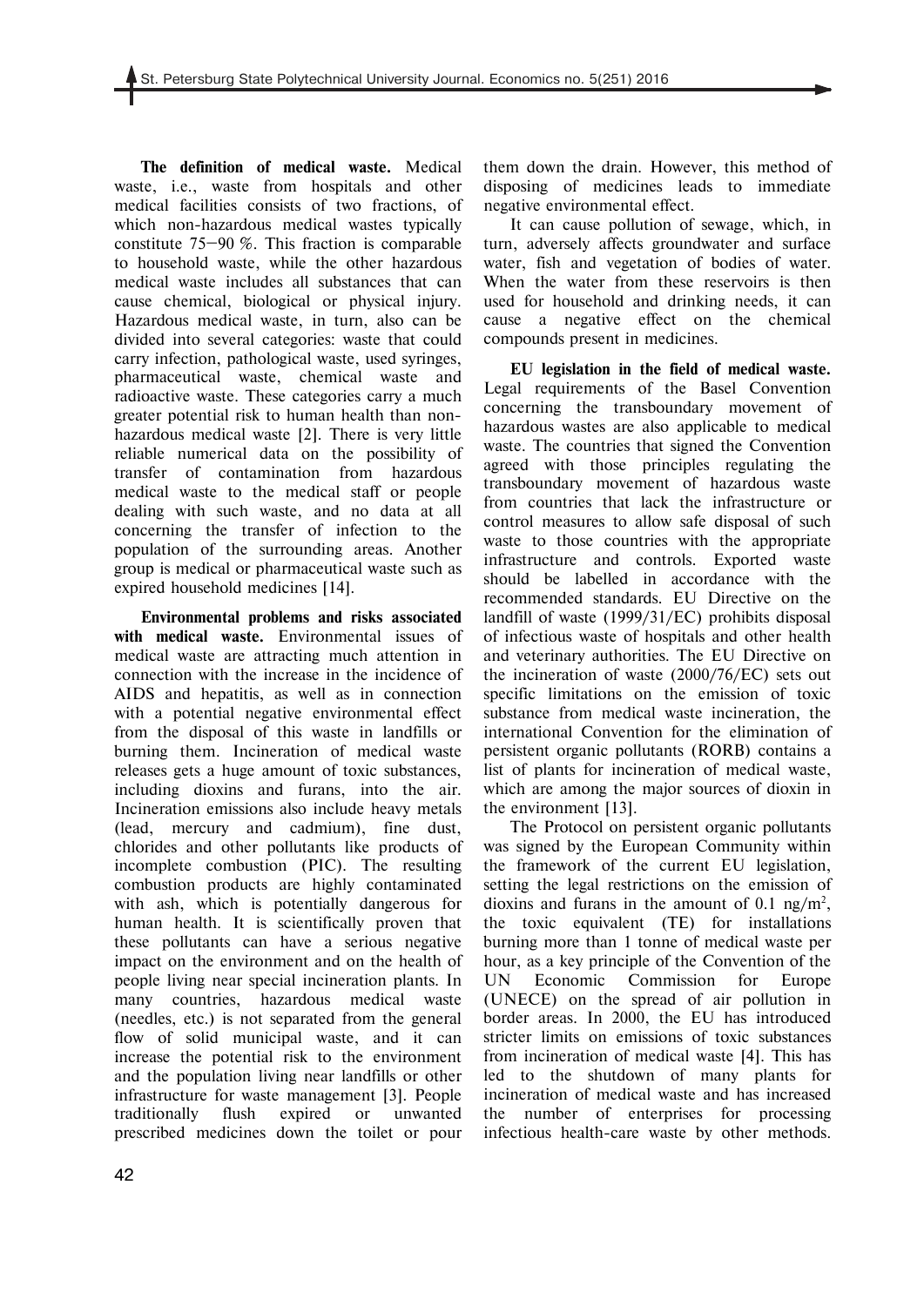**The definition of medical waste.** Medical waste, i.e., waste from hospitals and other medical facilities consists of two fractions, of which non-hazardous medical wastes typically constitute 75–90 %. This fraction is comparable to household waste, while the other hazardous medical waste includes all substances that can cause chemical, biological or physical injury. Hazardous medical waste, in turn, also can be divided into several categories: waste that could carry infection, pathological waste, used syringes, pharmaceutical waste, chemical waste and radioactive waste. These categories carry a much greater potential risk to human health than non-hazardous medical waste [2]. There is very little reliable numerical data on the possibility of transfer of contamination from hazardous medical waste to the medical staff or people dealing with such waste, and no data at all concerning the transfer of infection to the population of the surrounding areas. Another group is medical or pharmaceutical waste such as expired household medicines [14].

**Environmental problems and risks associated with medical waste.** Environmental issues of medical waste are attracting much attention in connection with the increase in the incidence of AIDS and hepatitis, as well as in connection with a potential negative environmental effect from the disposal of this waste in landfills or burning them. Incineration of medical waste releases gets a huge amount of toxic substances, including dioxins and furans, into the air. Incineration emissions also include heavy metals (lead, mercury and cadmium), fine dust, chlorides and other pollutants like products of incomplete combustion (PIC). The resulting combustion products are highly contaminated with ash, which is potentially dangerous for human health. It is scientifically proven that these pollutants can have a serious negative impact on the environment and on the health of people living near special incineration plants. In many countries, hazardous medical waste (needles, etc.) is not separated from the general flow of solid municipal waste, and it can increase the potential risk to the environment and the population living near landfills or other infrastructure for waste management [3]. People traditionally flush expired or unwanted prescribed medicines down the toilet or pour them down the drain. However, this method of disposing of medicines leads to immediate negative environmental effect.

It can cause pollution of sewage, which, in turn, adversely affects groundwater and surface water, fish and vegetation of bodies of water. When the water from these reservoirs is then used for household and drinking needs, it can cause a negative effect on the chemical compounds present in medicines.

**EU legislation in the field of medical waste.** Legal requirements of the Basel Convention concerning the transboundary movement of hazardous wastes are also applicable to medical waste. The countries that signed the Convention agreed with those principles regulating the transboundary movement of hazardous waste from countries that lack the infrastructure or control measures to allow safe disposal of such waste to those countries with the appropriate infrastructure and controls. Exported waste should be labelled in accordance with the recommended standards. EU Directive on the landfill of waste (1999/31/EC) prohibits disposal of infectious waste of hospitals and other health and veterinary authorities. The EU Directive on the incineration of waste (2000/76/EC) sets out specific limitations on the emission of toxic substance from medical waste incineration, the international Convention for the elimination of persistent organic pollutants (RORB) contains a list of plants for incineration of medical waste, which are among the major sources of dioxin in the environment [13].

The Protocol on persistent organic pollutants was signed by the European Community within the framework of the current EU legislation, setting the legal restrictions on the emission of dioxins and furans in the amount of 0.1 $ng/m^2$, the toxic equivalent (TE) for installations burning more than 1 tonne of medical waste per hour, as a key principle of the Convention of the UN Economic Commission for Europe (UNECE) on the spread of air pollution in border areas. In 2000, the EU has introduced stricter limits on emissions of toxic substances from incineration of medical waste [4]. This has led to the shutdown of many plants for incineration of medical waste and has increased the number of enterprises for processing infectious health-care waste by other methods.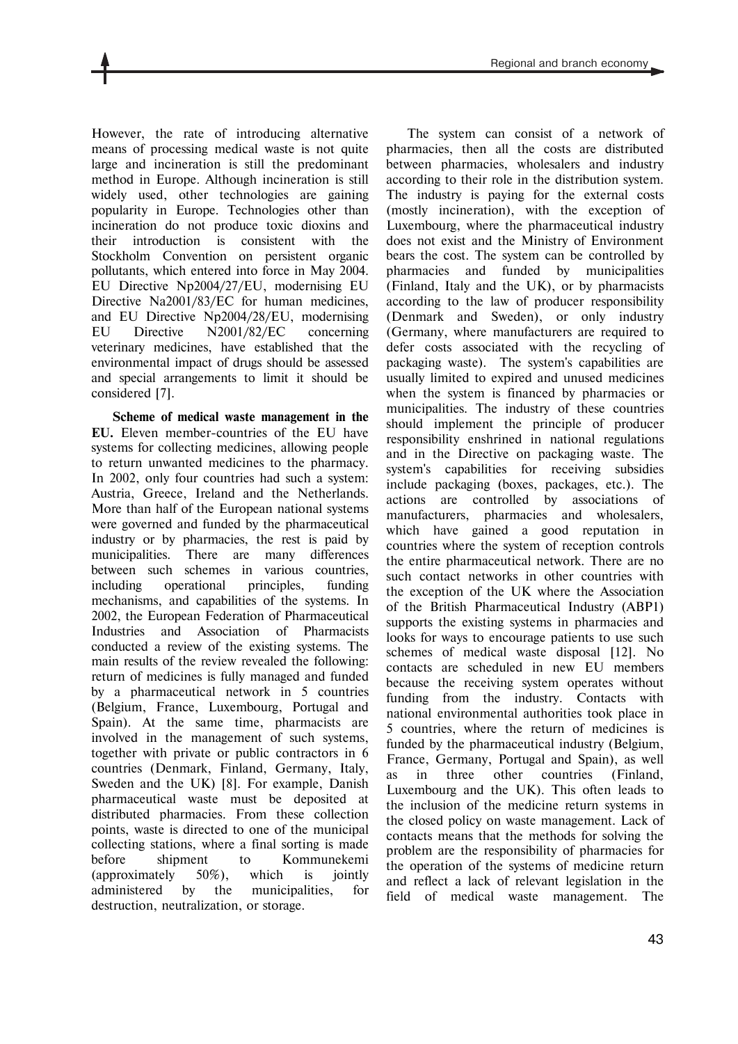However, the rate of introducing alternative means of processing medical waste is not quite large and incineration is still the predominant method in Europe. Although incineration is still widely used, other technologies are gaining popularity in Europe. Technologies other than incineration do not produce toxic dioxins and their introduction is consistent with the Stockholm Convention on persistent organic pollutants, which entered into force in May 2004. EU Directive Np2004/27/EU, modernising EU Directive Na2001/83/EC for human medicines, and EU Directive Np2004/28/EU, modernising EU Directive N2001/82/EC concerning veterinary medicines, have established that the environmental impact of drugs should be assessed and special arrangements to limit it should be considered [7].

**Scheme of medical waste management in the EU.** Eleven member-countries of the EU have systems for collecting medicines, allowing people to return unwanted medicines to the pharmacy. In 2002, only four countries had such a system: Austria, Greece, Ireland and the Netherlands. More than half of the European national systems were governed and funded by the pharmaceutical industry or by pharmacies, the rest is paid by municipalities. There are many differences between such schemes in various countries, including operational principles, funding mechanisms, and capabilities of the systems. In 2002, the European Federation of Pharmaceutical Industries and Association of Pharmacists conducted a review of the existing systems. The main results of the review revealed the following: return of medicines is fully managed and funded by a pharmaceutical network in 5 countries (Belgium, France, Luxembourg, Portugal and Spain). At the same time, pharmacists are involved in the management of such systems, together with private or public contractors in 6 countries (Denmark, Finland, Germany, Italy, Sweden and the UK) [8]. For example, Danish pharmaceutical waste must be deposited at distributed pharmacies. From these collection points, waste is directed to one of the municipal collecting stations, where a final sorting is made before shipment to Kommunekemi (approximately 50%), which is jointly administered by the municipalities, for destruction, neutralization, or storage.

The system can consist of a network of pharmacies, then all the costs are distributed between pharmacies, wholesalers and industry according to their role in the distribution system. The industry is paying for the external costs (mostly incineration), with the exception of Luxembourg, where the pharmaceutical industry does not exist and the Ministry of Environment bears the cost. The system can be controlled by pharmacies and funded by municipalities (Finland, Italy and the UK), or by pharmacists according to the law of producer responsibility (Denmark and Sweden), or only industry (Germany, where manufacturers are required to defer costs associated with the recycling of packaging waste). The system's capabilities are usually limited to expired and unused medicines when the system is financed by pharmacies or municipalities. The industry of these countries should implement the principle of producer responsibility enshrined in national regulations and in the Directive on packaging waste. The system's capabilities for receiving subsidies include packaging (boxes, packages, etc.). The actions are controlled by associations of manufacturers, pharmacies and wholesalers, which have gained a good reputation in countries where the system of reception controls the entire pharmaceutical network. There are no such contact networks in other countries with the exception of the UK where the Association of the British Pharmaceutical Industry (ABP1) supports the existing systems in pharmacies and looks for ways to encourage patients to use such schemes of medical waste disposal [12]. No contacts are scheduled in new EU members because the receiving system operates without funding from the industry. Contacts with national environmental authorities took place in 5 countries, where the return of medicines is funded by the pharmaceutical industry (Belgium, France, Germany, Portugal and Spain), as well as in three other countries (Finland, Luxembourg and the UK). This often leads to the inclusion of the medicine return systems in the closed policy on waste management. Lack of contacts means that the methods for solving the problem are the responsibility of pharmacies for the operation of the systems of medicine return and reflect a lack of relevant legislation in the field of medical waste management. The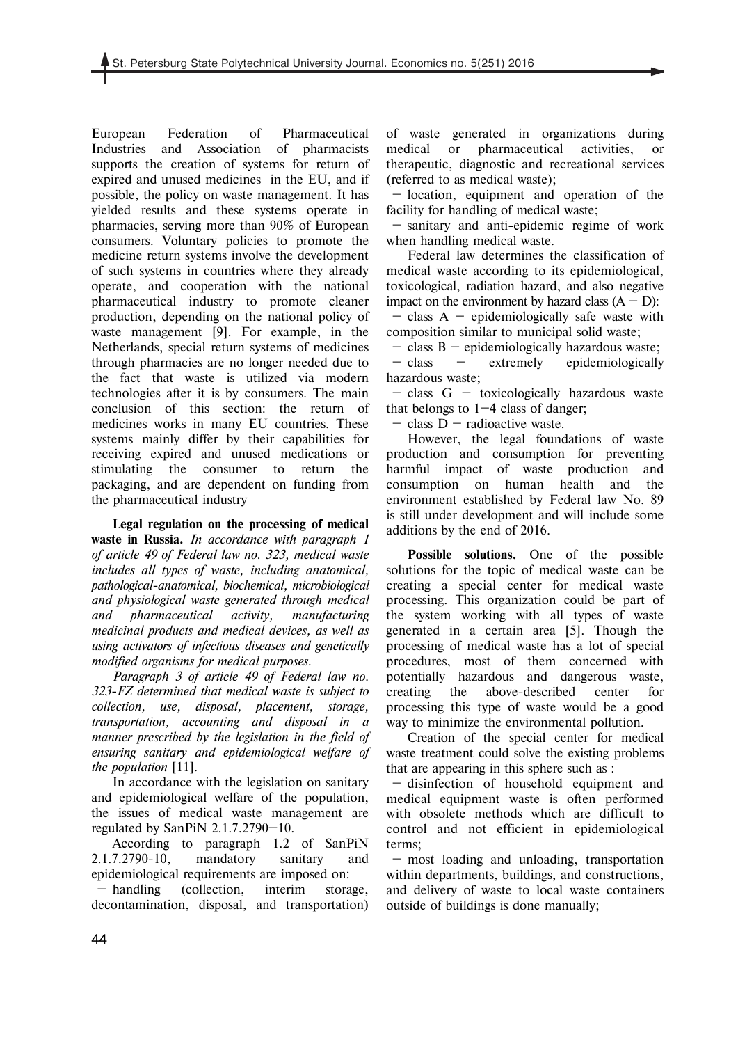European Federation of Pharmaceutical Industries and Association of pharmacists supports the creation of systems for return of expired and unused medicines in the EU, and if possible, the policy on waste management. It has yielded results and these systems operate in pharmacies, serving more than 90% of European consumers. Voluntary policies to promote the medicine return systems involve the development of such systems in countries where they already operate, and cooperation with the national pharmaceutical industry to promote cleaner production, depending on the national policy of waste management [9]. For example, in the Netherlands, special return systems of medicines through pharmacies are no longer needed due to the fact that waste is utilized via modern technologies after it is by consumers. The main conclusion of this section: the return of medicines works in many EU countries. These systems mainly differ by their capabilities for receiving expired and unused medications or stimulating the consumer to return the packaging, and are dependent on funding from the pharmaceutical industry

**Legal regulation on the processing of medical waste in Russia.** *In accordance with paragraph 1 of article 49 of Federal law no. 323, medical waste includes all types of waste, including anatomical, pathological-anatomical, biochemical, microbiological and physiological waste generated through medical and pharmaceutical activity, manufacturing medicinal products and medical devices, as well as using activators of infectious diseases and genetically modified organisms for medical purposes.*

*Paragraph 3 of article 49 of Federal law no. 323-FZ determined that medical waste is subject to collection, use, disposal, placement, storage, transportation, accounting and disposal in a manner prescribed by the legislation in the field of ensuring sanitary and epidemiological welfare of the population* [11].

In accordance with the legislation on sanitary and epidemiological welfare of the population, the issues of medical waste management are regulated by SanPiN 2.1.7.2790−10.

According to paragraph 1.2 of SanPiN 2.1.7.2790-10, mandatory sanitary and epidemiological requirements are imposed on:

− handling (collection, interim storage, decontamination, disposal, and transportation) of waste generated in organizations during medical or pharmaceutical activities, or therapeutic, diagnostic and recreational services (referred to as medical waste);

− location, equipment and operation of the facility for handling of medical waste;

− sanitary and anti-epidemic regime of work when handling medical waste.

Federal law determines the classification of medical waste according to its epidemiological, toxicological, radiation hazard, and also negative impact on the environment by hazard class (A − D):

− class A − epidemiologically safe waste with composition similar to municipal solid waste;

− class B − epidemiologically hazardous waste;

− class − extremely epidemiologically hazardous waste;

− class G − toxicologically hazardous waste that belongs to 1−4 class of danger;

− class D − radioactive waste.

However, the legal foundations of waste production and consumption for preventing harmful impact of waste production and consumption on human health and the environment established by Federal law No. 89 is still under development and will include some additions by the end of 2016.

**Possible solutions.** One of the possible solutions for the topic of medical waste can be creating a special center for medical waste processing. This organization could be part of the system working with all types of waste generated in a certain area [5]. Though the processing of medical waste has a lot of special procedures, most of them concerned with potentially hazardous and dangerous waste, creating the above-described center for processing this type of waste would be a good way to minimize the environmental pollution.

Creation of the special center for medical waste treatment could solve the existing problems that are appearing in this sphere such as :

− disinfection of household equipment and medical equipment waste is often performed with obsolete methods which are difficult to control and not efficient in epidemiological terms;

− most loading and unloading, transportation within departments, buildings, and constructions, and delivery of waste to local waste containers outside of buildings is done manually;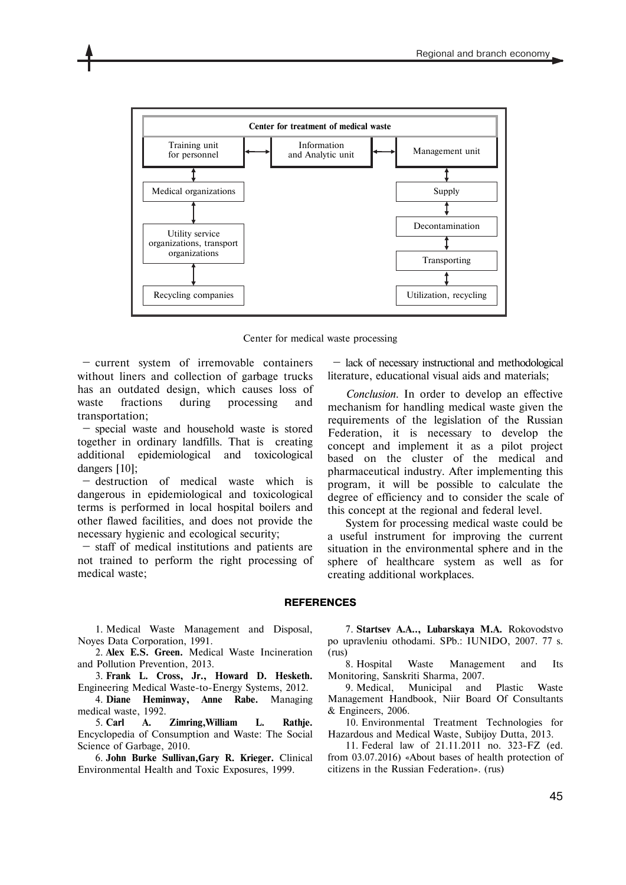Center for treatment of medical waste

Training unit for personnel ↔ Information and Analytic unit ↔ Management unit

Medical organizations

Utility service organizations, transport organizations

Recycling companies

Supply

Decontamination

Transporting

Utilization, recycling

Center for medical waste processing

– current system of irremovable containers without liners and collection of garbage trucks has an outdated design, which causes loss of waste fractions during processing and transportation;

– special waste and household waste is stored together in ordinary landfills. That is creating additional epidemiological and toxicological dangers [10];

– destruction of medical waste which is dangerous in epidemiological and toxicological terms is performed in local hospital boilers and other flawed facilities, and does not provide the necessary hygienic and ecological security;

– staff of medical institutions and patients are not trained to perform the right processing of medical waste;

– lack of necessary instructional and methodological literature, educational visual aids and materials;

*Conclusion.* In order to develop an effective mechanism for handling medical waste given the requirements of the legislation of the Russian Federation, it is necessary to develop the concept and implement it as a pilot project based on the cluster of the medical and pharmaceutical industry. After implementing this program, it will be possible to calculate the degree of efficiency and to consider the scale of this concept at the regional and federal level.

System for processing medical waste could be a useful instrument for improving the current situation in the environmental sphere and in the sphere of healthcare system as well as for creating additional workplaces.

## REFERENCES

1. Medical Waste Management and Disposal, Noyes Data Corporation, 1991.
2. **Alex E.S. Green.** Medical Waste Incineration and Pollution Prevention, 2013.
3. **Frank L. Cross, Jr., Howard D. Hesketh.** Engineering Medical Waste-to-Energy Systems, 2012.
4. **Diane Heminway, Anne Rabe.** Managing medical waste, 1992.
5. **Carl A. Zimring, William L. Rathje.** Encyclopedia of Consumption and Waste: The Social Science of Garbage, 2010.
6. **John Burke Sullivan, Gary R. Krieger.** Clinical Environmental Health and Toxic Exposures, 1999.
7. **Startsev A.A.., Lubarskaya M.A.** Rokovodstvo po upravleniu othodami. SPb.: IUNIDO, 2007. 77 s. (rus)
8. Hospital Waste Management and Its Monitoring, Sanskriti Sharma, 2007.
9. Medical, Municipal and Plastic Waste Management Handbook, Niir Board Of Consultants & Engineers, 2006.
10. Environmental Treatment Technologies for Hazardous and Medical Waste, Subijoy Dutta, 2013.
11. Federal law of 21.11.2011 no. 323-FZ (ed. from 03.07.2016) «About bases of health protection of citizens in the Russian Federation». (rus)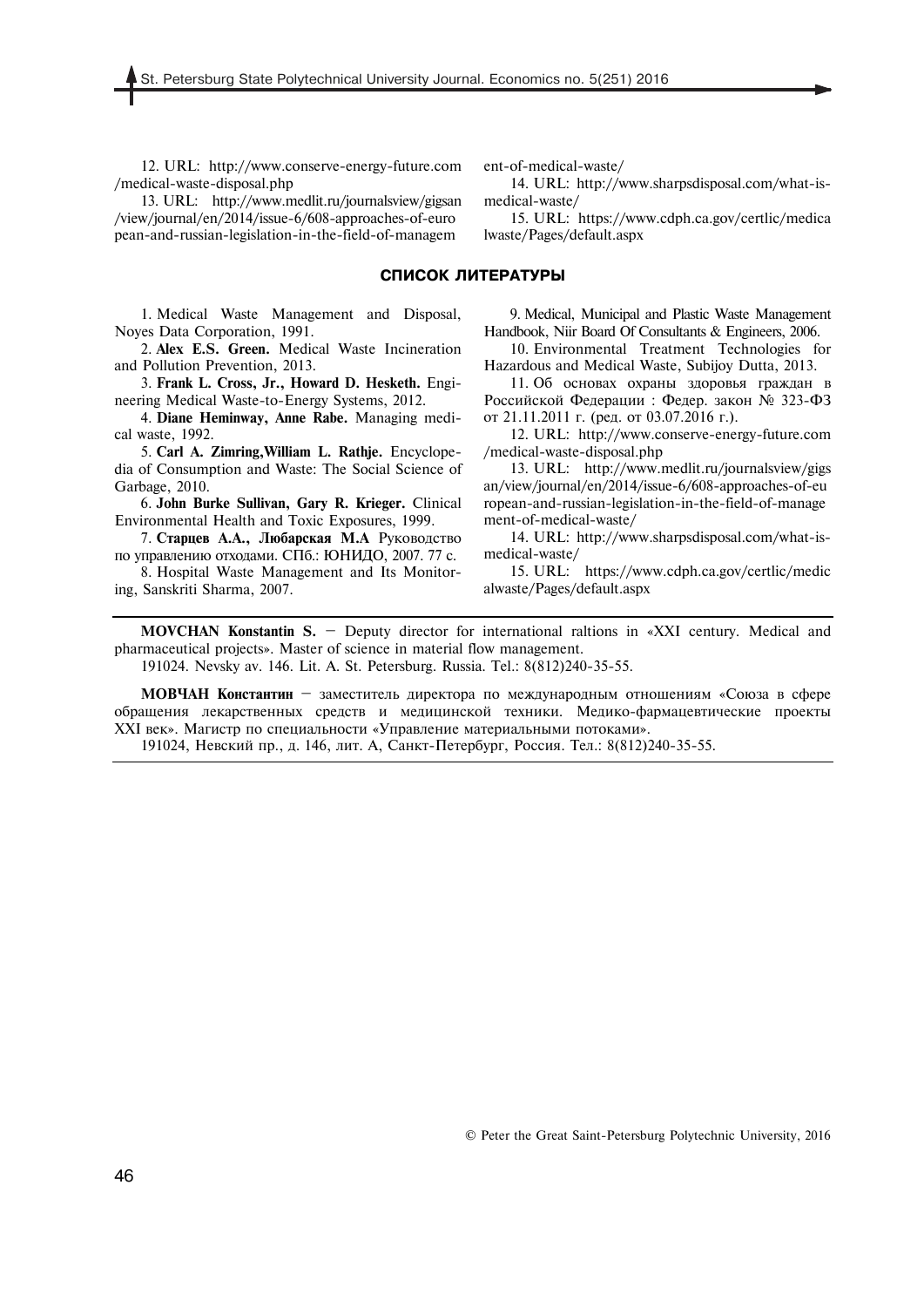12. URL: http://www.conserve-energy-future.com/medical-waste-disposal.php

13. URL: http://www.medlit.ru/journalsview/gigsan/view/journal/en/2014/issue-6/608-approaches-of-european-and-russian-legislation-in-the-field-of-management-of-medical-waste/

14. URL: http://www.sharpsdisposal.com/what-is-medical-waste/

15. URL: https://www.cdph.ca.gov/certlic/medicalwaste/Pages/default.aspx

## СПИСОК ЛИТЕРАТУРЫ

1. Medical Waste Management and Disposal, Noyes Data Corporation, 1991.
2. **Alex E.S. Green.** Medical Waste Incineration and Pollution Prevention, 2013.
3. **Frank L. Cross, Jr., Howard D. Hesketh.** Engineering Medical Waste-to-Energy Systems, 2012.
4. **Diane Heminway, Anne Rabe.** Managing medical waste, 1992.
5. **Carl A. Zimring, William L. Rathje.** Encyclopedia of Consumption and Waste: The Social Science of Garbage, 2010.
6. **John Burke Sullivan, Gary R. Krieger.** Clinical Environmental Health and Toxic Exposures, 1999.
7. **Старцев А.А., Любарская М.А** Руководство по управлению отходами. СПб.: ЮНИДО, 2007. 77 с.
8. Hospital Waste Management and Its Monitoring, Sanskriti Sharma, 2007.
9. Medical, Municipal and Plastic Waste Management Handbook, Niir Board Of Consultants & Engineers, 2006.
10. Environmental Treatment Technologies for Hazardous and Medical Waste, Subijoy Dutta, 2013.
11. Об основах охраны здоровья граждан в Российской Федерации : Федер. закон № 323-ФЗ от 21.11.2011 г. (ред. от 03.07.2016 г.).
12. URL: http://www.conserve-energy-future.com/medical-waste-disposal.php
13. URL: http://www.medlit.ru/journalsview/gigsan/view/journal/en/2014/issue-6/608-approaches-of-european-and-russian-legislation-in-the-field-of-management-of-medical-waste/
14. URL: http://www.sharpsdisposal.com/what-is-medical-waste/
15. URL: https://www.cdph.ca.gov/certlic/medicalwaste/Pages/default.aspx

---

**MOVCHAN Konstantin S.** – Deputy director for international raltions in «XXI century. Medical and pharmaceutical projects». Master of science in material flow management.

191024. Nevsky av. 146. Lit. A. St. Petersburg. Russia. Tel.: 8(812)240-35-55.

**МОВЧАН Константин** – заместитель директора по международным отношениям «Союза в сфере обращения лекарственных средств и медицинской техники. Медико-фармацевтические проекты XXI век». Магистр по специальности «Управление материальными потоками».

191024, Невский пр., д. 146, лит. А, Санкт-Петербург, Россия. Тел.: 8(812)240-35-55.

---

© Peter the Great Saint-Petersburg Polytechnic University, 2016